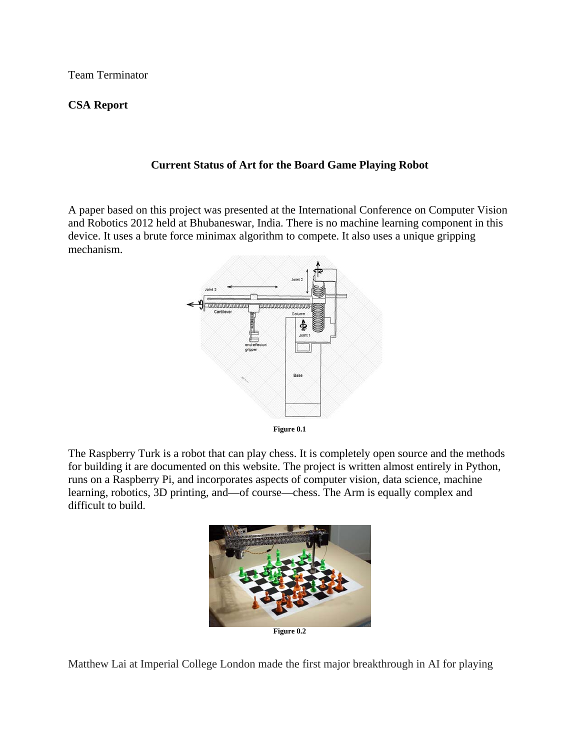Team Terminator

**CSA Report**

**Current Status of Art for the Board Game Playing Robot**

A paper based on this project was presented at the International Conference on Computer Vision and Robotics 2012 held at Bhubaneswar, India. There is no machine learning component in this device. It uses a brute force minimax algorithm to compete. It also uses a unique gripping mechanism.

**Figure 0.1**

The Raspberry Turk is a robot that can play chess. It is completely open source and the methods for building it are documented on this website. The project is written almost entirely in Python, runs on a Raspberry Pi, and incorporates aspects of computer vision, data science, machine learning, robotics, 3D printing, and—of course—chess. The Arm is equally complex and difficult to build.

**Figure 0.2**

Matthew Lai at Imperial College London made the first major breakthrough in AI for playing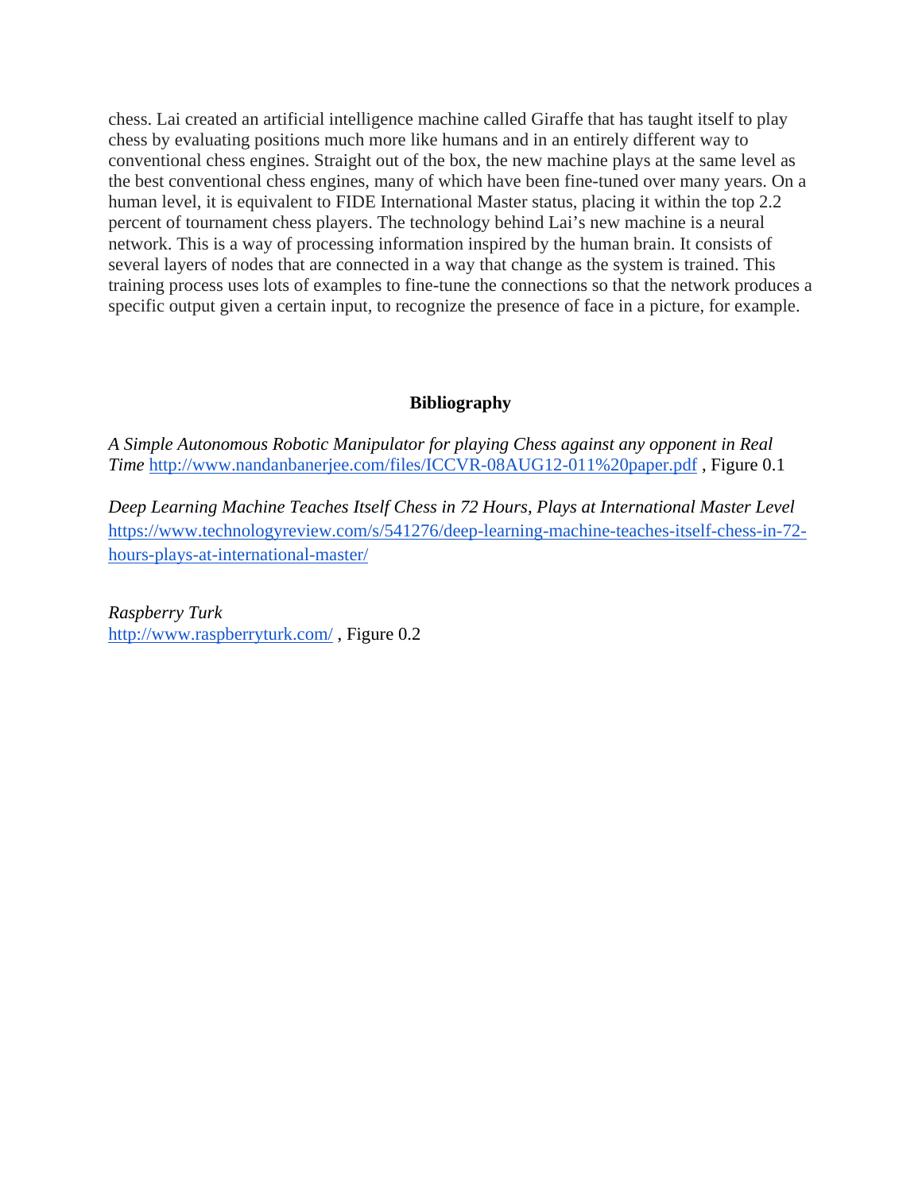chess. Lai created an artificial intelligence machine called Giraffe that has taught itself to play chess by evaluating positions much more like humans and in an entirely different way to conventional chess engines. Straight out of the box, the new machine plays at the same level as the best conventional chess engines, many of which have been fine-tuned over many years. On a human level, it is equivalent to FIDE International Master status, placing it within the top 2.2 percent of tournament chess players. The technology behind Lai's new machine is a neural network. This is a way of processing information inspired by the human brain. It consists of several layers of nodes that are connected in a way that change as the system is trained. This training process uses lots of examples to fine-tune the connections so that the network produces a specific output given a certain input, to recognize the presence of face in a picture, for example.

## Bibliography

*A Simple Autonomous Robotic Manipulator for playing Chess against any opponent in Real Time* http://www.nandanbanerjee.com/files/ICCVR-08AUG12-011%20paper.pdf , Figure 0.1

*Deep Learning Machine Teaches Itself Chess in 72 Hours, Plays at International Master Level* https://www.technologyreview.com/s/541276/deep-learning-machine-teaches-itself-chess-in-72-hours-plays-at-international-master/

*Raspberry Turk*
http://www.raspberryturk.com/ , Figure 0.2